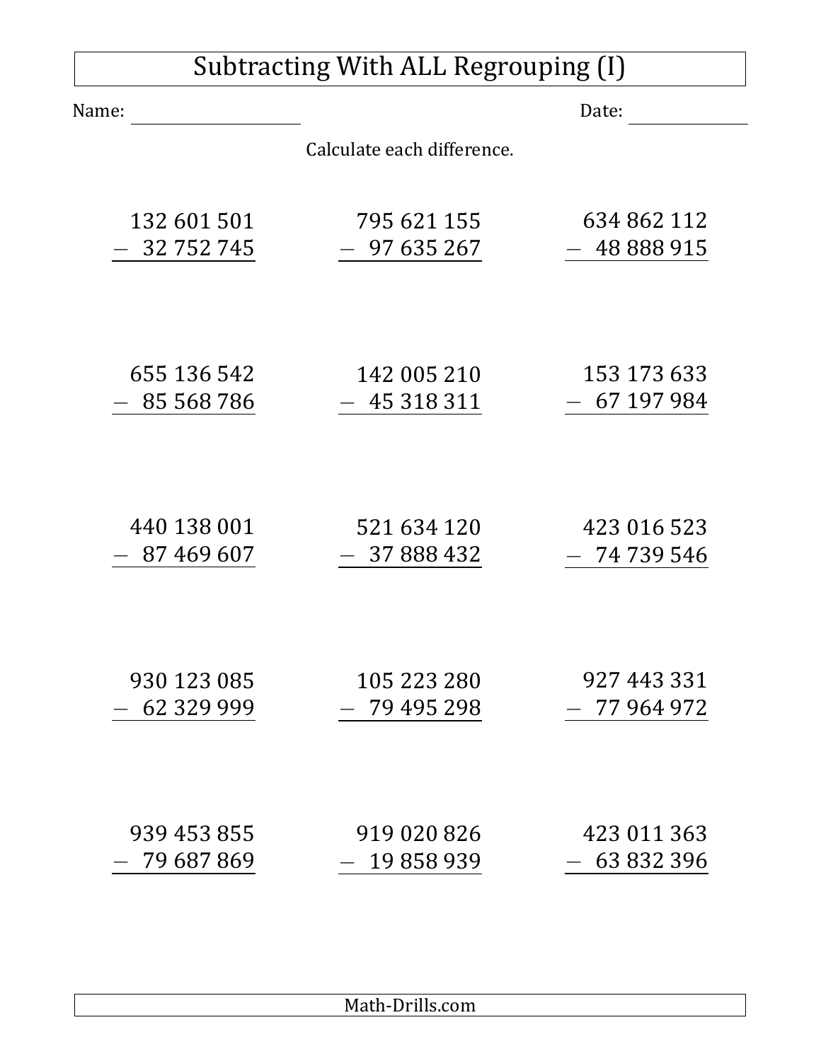# Subtracting With ALL Regrouping (I)

Name: ____________________ Date: ______________

Calculate each difference.

| | | |
|---|---|---|
| 132 601 501<br>– 32 752 745 | 795 621 155<br>– 97 635 267 | 634 862 112<br>– 48 888 915 |
| 655 136 542<br>– 85 568 786 | 142 005 210<br>– 45 318 311 | 153 173 633<br>– 67 197 984 |
| 440 138 001<br>– 87 469 607 | 521 634 120<br>– 37 888 432 | 423 016 523<br>– 74 739 546 |
| 930 123 085<br>– 62 329 999 | 105 223 280<br>– 79 495 298 | 927 443 331<br>– 77 964 972 |
| 939 453 855<br>– 79 687 869 | 919 020 826<br>– 19 858 939 | 423 011 363<br>– 63 832 396 |

Math-Drills.com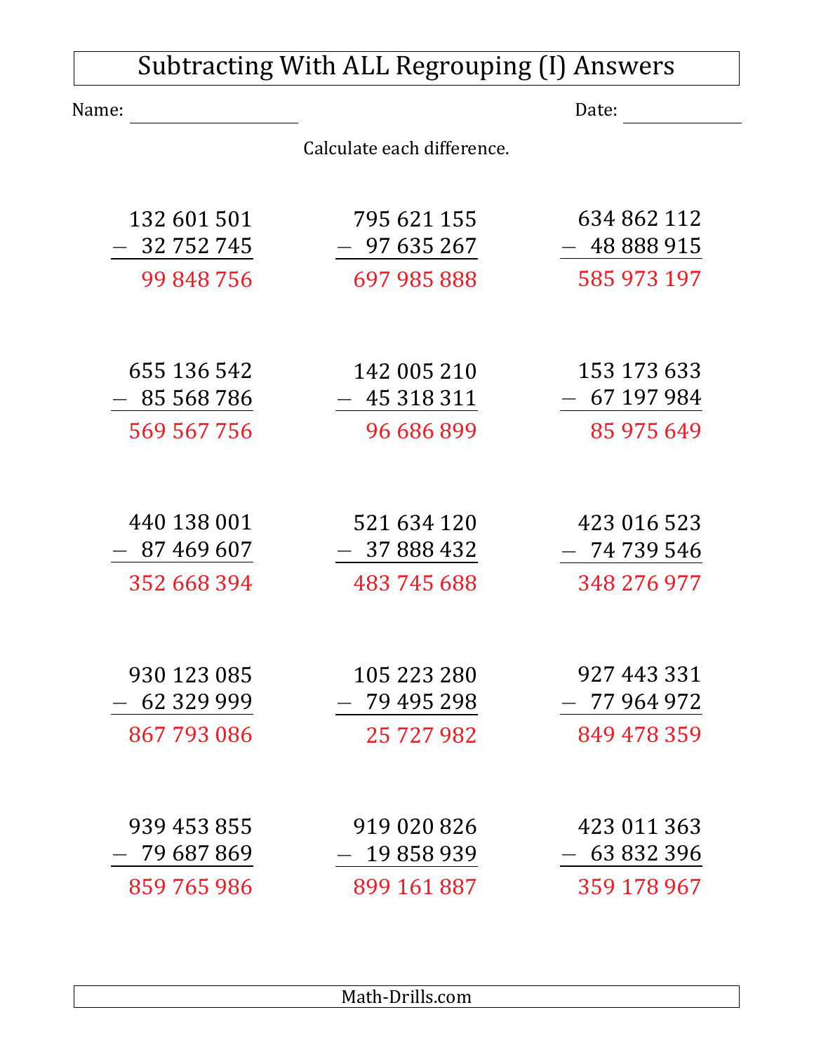# Subtracting With ALL Regrouping (I) Answers

Name: ____________________ Date: ______________

Calculate each difference.

$$\begin{array}{r} 132\,601\,501 \\ -\ 32\,752\,745 \\ \hline 99\,848\,756 \end{array} \qquad \begin{array}{r} 795\,621\,155 \\ -\ 97\,635\,267 \\ \hline 697\,985\,888 \end{array} \qquad \begin{array}{r} 634\,862\,112 \\ -\ 48\,888\,915 \\ \hline 585\,973\,197 \end{array}$$

$$\begin{array}{r} 655\,136\,542 \\ -\ 85\,568\,786 \\ \hline 569\,567\,756 \end{array} \qquad \begin{array}{r} 142\,005\,210 \\ -\ 45\,318\,311 \\ \hline 96\,686\,899 \end{array} \qquad \begin{array}{r} 153\,173\,633 \\ -\ 67\,197\,984 \\ \hline 85\,975\,649 \end{array}$$

$$\begin{array}{r} 440\,138\,001 \\ -\ 87\,469\,607 \\ \hline 352\,668\,394 \end{array} \qquad \begin{array}{r} 521\,634\,120 \\ -\ 37\,888\,432 \\ \hline 483\,745\,688 \end{array} \qquad \begin{array}{r} 423\,016\,523 \\ -\ 74\,739\,546 \\ \hline 348\,276\,977 \end{array}$$

$$\begin{array}{r} 930\,123\,085 \\ -\ 62\,329\,999 \\ \hline 867\,793\,086 \end{array} \qquad \begin{array}{r} 105\,223\,280 \\ -\ 79\,495\,298 \\ \hline 25\,727\,982 \end{array} \qquad \begin{array}{r} 927\,443\,331 \\ -\ 77\,964\,972 \\ \hline 849\,478\,359 \end{array}$$

$$\begin{array}{r} 939\,453\,855 \\ -\ 79\,687\,869 \\ \hline 859\,765\,986 \end{array} \qquad \begin{array}{r} 919\,020\,826 \\ -\ 19\,858\,939 \\ \hline 899\,161\,887 \end{array} \qquad \begin{array}{r} 423\,011\,363 \\ -\ 63\,832\,396 \\ \hline 359\,178\,967 \end{array}$$

Math-Drills.com